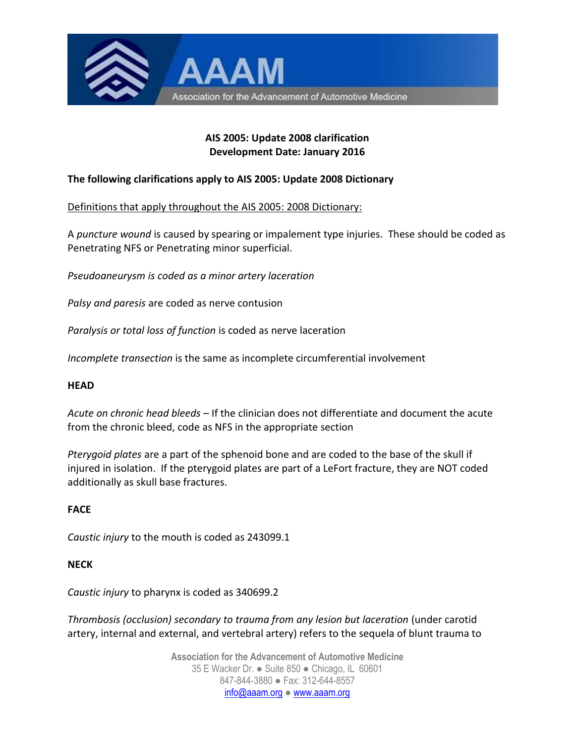**AIS 2005: Update 2008 clarification**
**Development Date: January 2016**

**The following clarifications apply to AIS 2005: Update 2008 Dictionary**

Definitions that apply throughout the AIS 2005: 2008 Dictionary:

A *puncture wound* is caused by spearing or impalement type injuries. These should be coded as Penetrating NFS or Penetrating minor superficial.

*Pseudoaneurysm is coded as a minor artery laceration*

*Palsy and paresis* are coded as nerve contusion

*Paralysis or total loss of function* is coded as nerve laceration

*Incomplete transection* is the same as incomplete circumferential involvement

## HEAD

*Acute on chronic head bleeds* – If the clinician does not differentiate and document the acute from the chronic bleed, code as NFS in the appropriate section

*Pterygoid plates* are a part of the sphenoid bone and are coded to the base of the skull if injured in isolation. If the pterygoid plates are part of a LeFort fracture, they are NOT coded additionally as skull base fractures.

## FACE

*Caustic injury* to the mouth is coded as 243099.1

## NECK

*Caustic injury* to pharynx is coded as 340699.2

*Thrombosis (occlusion) secondary to trauma from any lesion but laceration* (under carotid artery, internal and external, and vertebral artery) refers to the sequela of blunt trauma to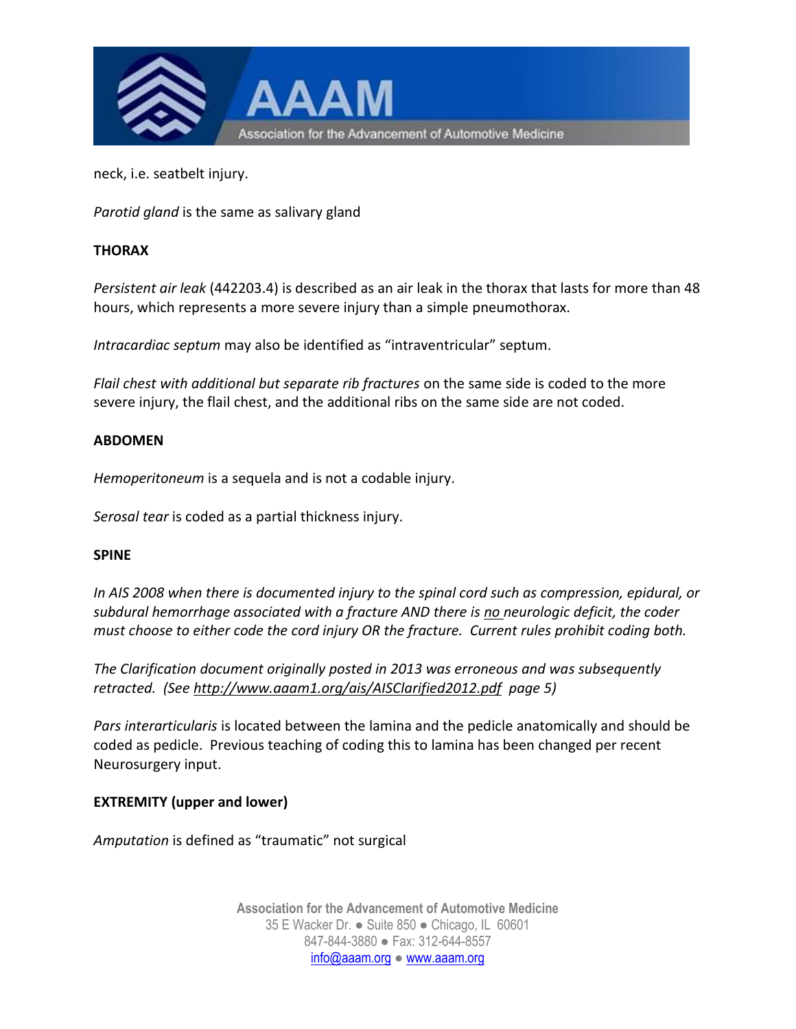neck, i.e. seatbelt injury.

*Parotid gland* is the same as salivary gland

**THORAX**

*Persistent air leak* (442203.4) is described as an air leak in the thorax that lasts for more than 48 hours, which represents a more severe injury than a simple pneumothorax.

*Intracardiac septum* may also be identified as "intraventricular" septum.

*Flail chest with additional but separate rib fractures* on the same side is coded to the more severe injury, the flail chest, and the additional ribs on the same side are not coded.

**ABDOMEN**

*Hemoperitoneum* is a sequela and is not a codable injury.

*Serosal tear* is coded as a partial thickness injury.

**SPINE**

*In AIS 2008 when there is documented injury to the spinal cord such as compression, epidural, or subdural hemorrhage associated with a fracture AND there is no neurologic deficit, the coder must choose to either code the cord injury OR the fracture. Current rules prohibit coding both.*

*The Clarification document originally posted in 2013 was erroneous and was subsequently retracted. (See http://www.aaam1.org/ais/AISClarified2012.pdf page 5)*

*Pars interarticularis* is located between the lamina and the pedicle anatomically and should be coded as pedicle. Previous teaching of coding this to lamina has been changed per recent Neurosurgery input.

**EXTREMITY (upper and lower)**

*Amputation* is defined as "traumatic" not surgical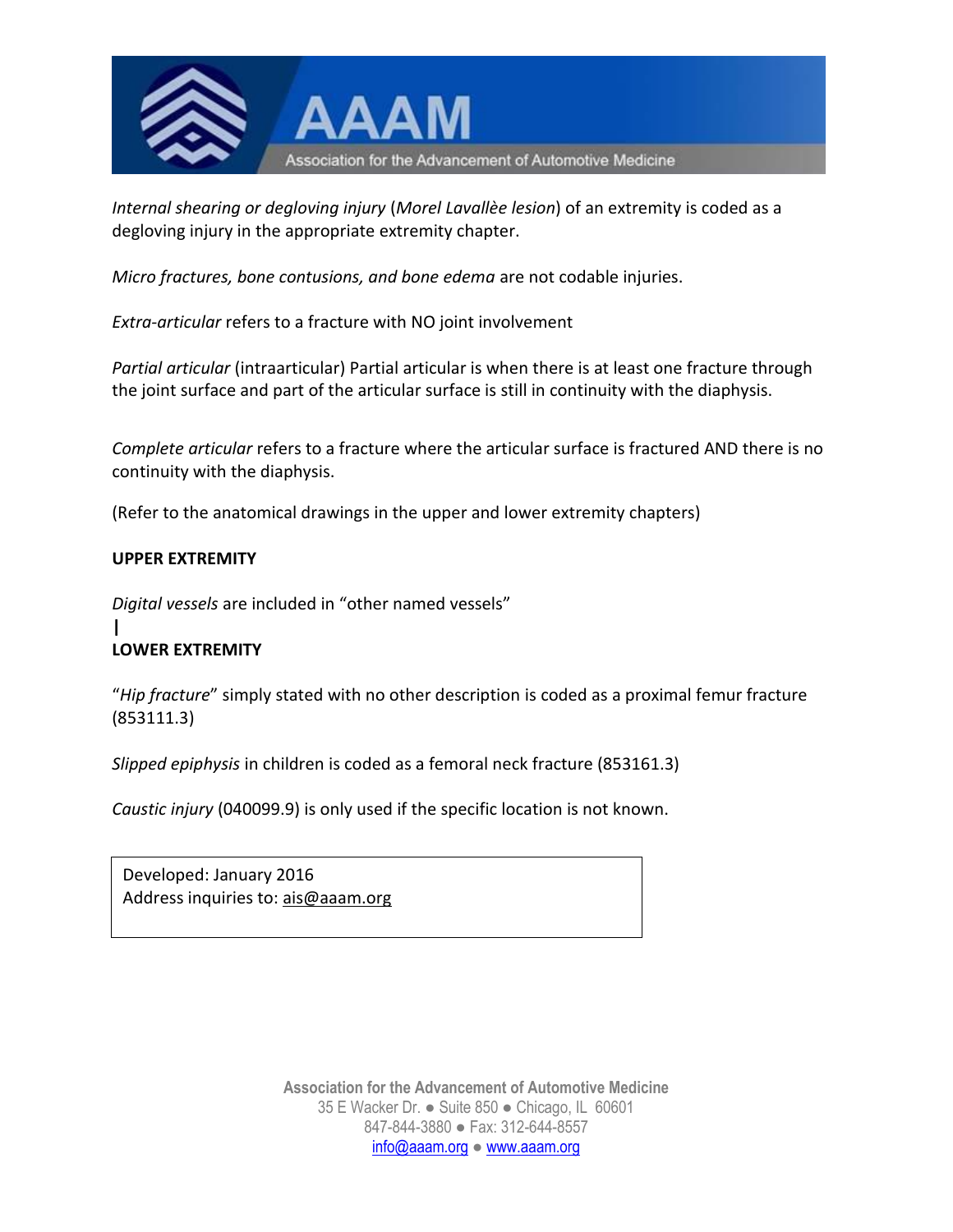*Internal shearing or degloving injury* (*Morel Lavallèe lesion*) of an extremity is coded as a degloving injury in the appropriate extremity chapter.

*Micro fractures, bone contusions, and bone edema* are not codable injuries.

*Extra-articular* refers to a fracture with NO joint involvement

*Partial articular* (intraarticular) Partial articular is when there is at least one fracture through the joint surface and part of the articular surface is still in continuity with the diaphysis.

*Complete articular* refers to a fracture where the articular surface is fractured AND there is no continuity with the diaphysis.

(Refer to the anatomical drawings in the upper and lower extremity chapters)

**UPPER EXTREMITY**

*Digital vessels* are included in "other named vessels"

**LOWER EXTREMITY**

"*Hip fracture*" simply stated with no other description is coded as a proximal femur fracture (853111.3)

*Slipped epiphysis* in children is coded as a femoral neck fracture (853161.3)

*Caustic injury* (040099.9) is only used if the specific location is not known.

Developed: January 2016
Address inquiries to: ais@aaam.org